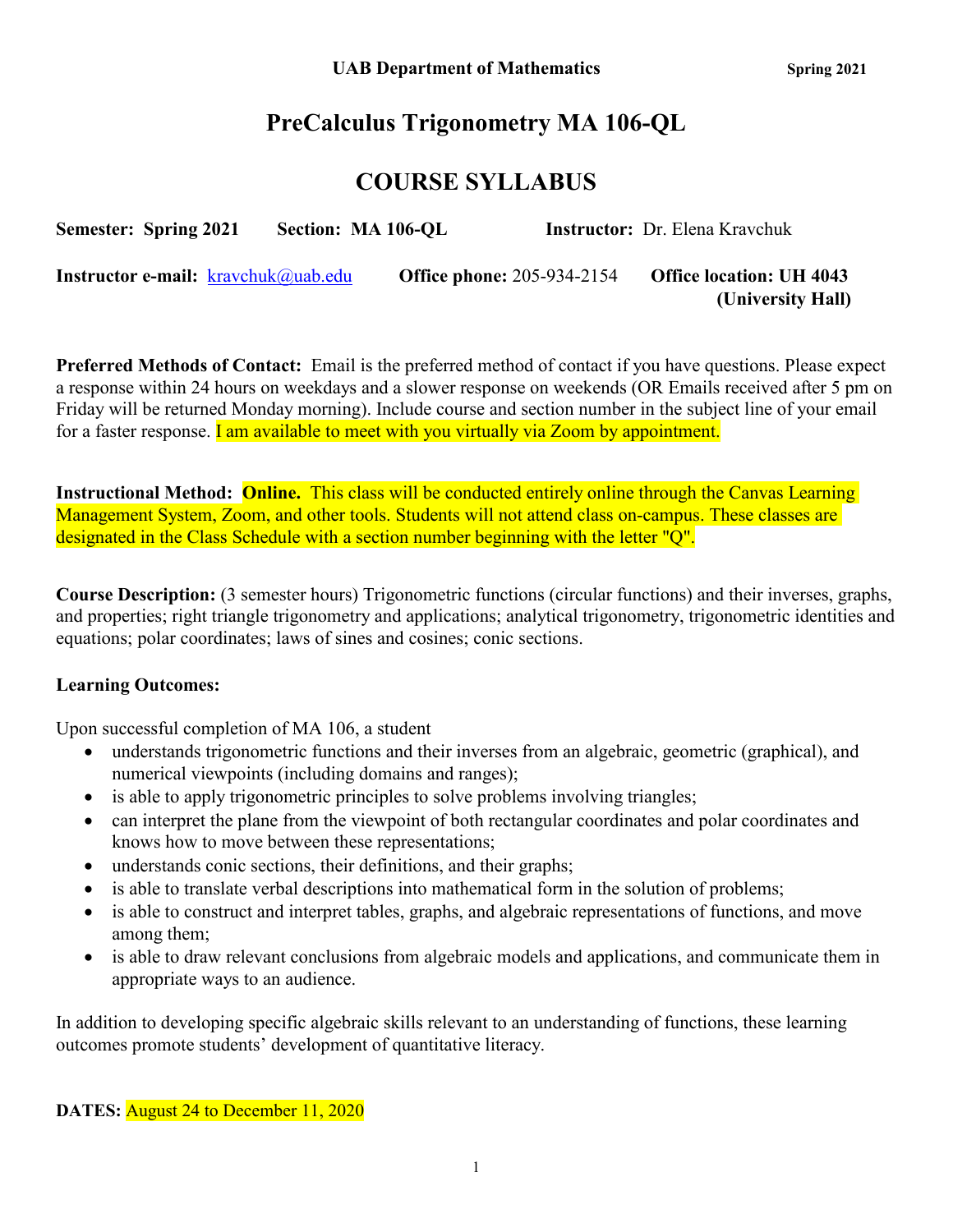**UAB Department of Mathematics** **Spring 2021**

# PreCalculus Trigonometry MA 106-QL

# COURSE SYLLABUS

**Semester: Spring 2021** **Section: MA 106-QL** **Instructor:** Dr. Elena Kravchuk

**Instructor e-mail:** kravchuk@uab.edu **Office phone:** 205-934-2154 **Office location: UH 4043 (University Hall)**

**Preferred Methods of Contact:** Email is the preferred method of contact if you have questions. Please expect a response within 24 hours on weekdays and a slower response on weekends (OR Emails received after 5 pm on Friday will be returned Monday morning). Include course and section number in the subject line of your email for a faster response. I am available to meet with you virtually via Zoom by appointment.

**Instructional Method: Online.** This class will be conducted entirely online through the Canvas Learning Management System, Zoom, and other tools. Students will not attend class on-campus. These classes are designated in the Class Schedule with a section number beginning with the letter "Q".

**Course Description:** (3 semester hours) Trigonometric functions (circular functions) and their inverses, graphs, and properties; right triangle trigonometry and applications; analytical trigonometry, trigonometric identities and equations; polar coordinates; laws of sines and cosines; conic sections.

**Learning Outcomes:**

Upon successful completion of MA 106, a student

- understands trigonometric functions and their inverses from an algebraic, geometric (graphical), and numerical viewpoints (including domains and ranges);
- is able to apply trigonometric principles to solve problems involving triangles;
- can interpret the plane from the viewpoint of both rectangular coordinates and polar coordinates and knows how to move between these representations;
- understands conic sections, their definitions, and their graphs;
- is able to translate verbal descriptions into mathematical form in the solution of problems;
- is able to construct and interpret tables, graphs, and algebraic representations of functions, and move among them;
- is able to draw relevant conclusions from algebraic models and applications, and communicate them in appropriate ways to an audience.

In addition to developing specific algebraic skills relevant to an understanding of functions, these learning outcomes promote students' development of quantitative literacy.

**DATES:** August 24 to December 11, 2020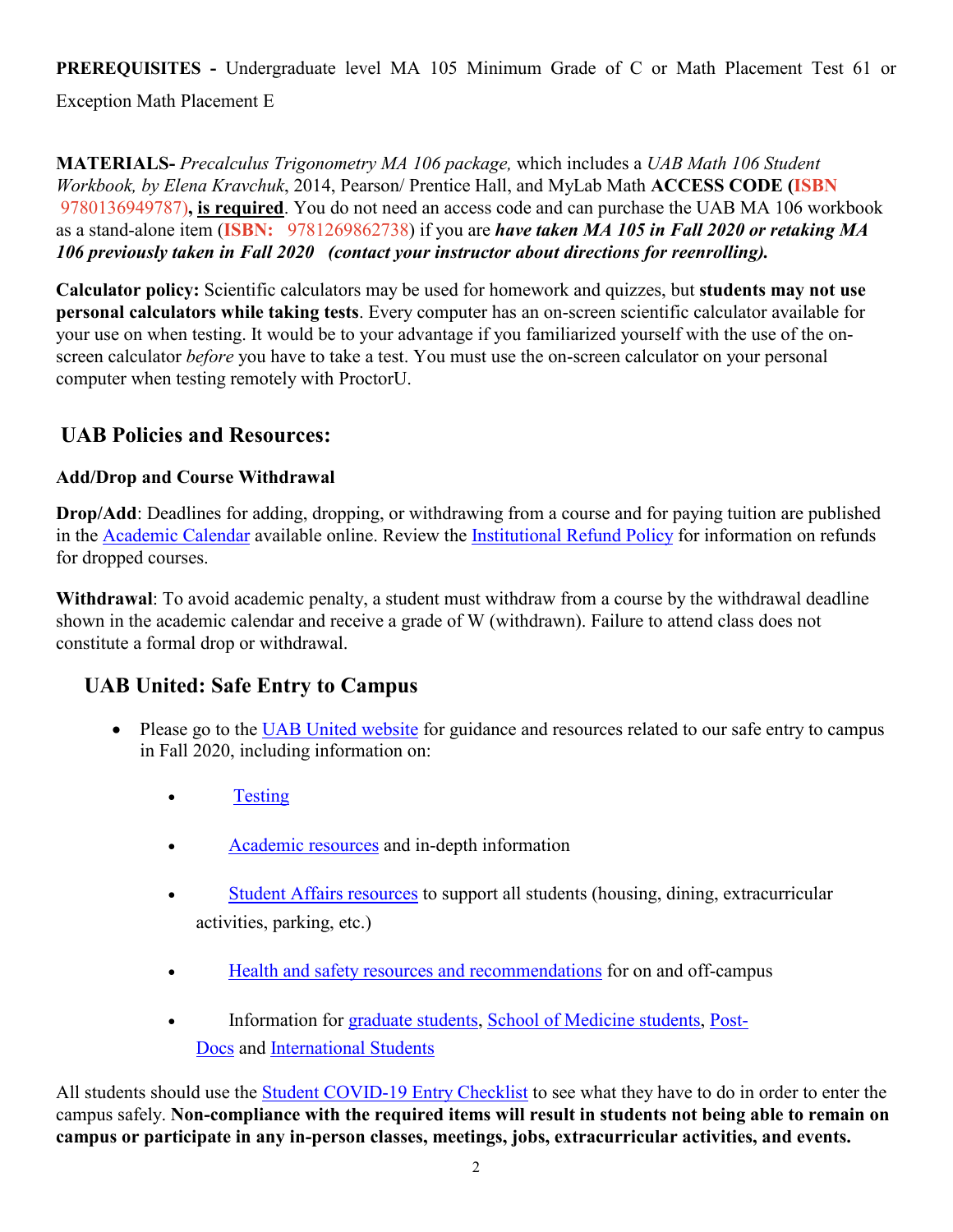**PREREQUISITES -** Undergraduate level MA 105 Minimum Grade of C or Math Placement Test 61 or Exception Math Placement E

**MATERIALS-** *Precalculus Trigonometry MA 106 package,* which includes a *UAB Math 106 Student Workbook, by Elena Kravchuk*, 2014, Pearson/ Prentice Hall, and MyLab Math **ACCESS CODE (ISBN** 9780136949787)**, <u>is required</u>**. You do not need an access code and can purchase the UAB MA 106 workbook as a stand-alone item (**ISBN:** 9781269862738) if you are ***have taken MA 105 in Fall 2020 or retaking MA 106 previously taken in Fall 2020 (contact your instructor about directions for reenrolling).***

**Calculator policy:** Scientific calculators may be used for homework and quizzes, but **students may not use personal calculators while taking tests**. Every computer has an on-screen scientific calculator available for your use on when testing. It would be to your advantage if you familiarized yourself with the use of the on-screen calculator *before* you have to take a test. You must use the on-screen calculator on your personal computer when testing remotely with ProctorU.

## UAB Policies and Resources:

### Add/Drop and Course Withdrawal

**Drop/Add**: Deadlines for adding, dropping, or withdrawing from a course and for paying tuition are published in the Academic Calendar available online. Review the Institutional Refund Policy for information on refunds for dropped courses.

**Withdrawal**: To avoid academic penalty, a student must withdraw from a course by the withdrawal deadline shown in the academic calendar and receive a grade of W (withdrawn). Failure to attend class does not constitute a formal drop or withdrawal.

## UAB United: Safe Entry to Campus

- Please go to the UAB United website for guidance and resources related to our safe entry to campus in Fall 2020, including information on:
  - Testing
  - Academic resources and in-depth information
  - Student Affairs resources to support all students (housing, dining, extracurricular activities, parking, etc.)
  - Health and safety resources and recommendations for on and off-campus
  - Information for graduate students, School of Medicine students, Post-Docs and International Students

All students should use the Student COVID-19 Entry Checklist to see what they have to do in order to enter the campus safely. **Non-compliance with the required items will result in students not being able to remain on campus or participate in any in-person classes, meetings, jobs, extracurricular activities, and events.**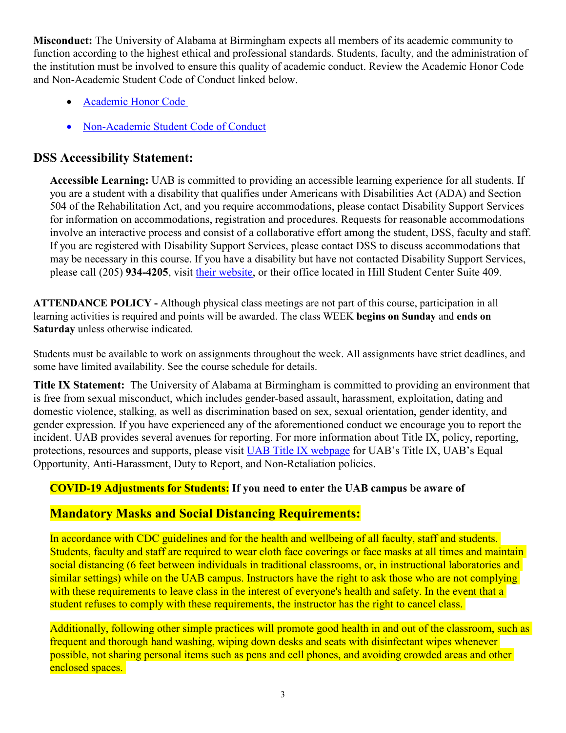**Misconduct:** The University of Alabama at Birmingham expects all members of its academic community to function according to the highest ethical and professional standards. Students, faculty, and the administration of the institution must be involved to ensure this quality of academic conduct. Review the Academic Honor Code and Non-Academic Student Code of Conduct linked below.

- Academic Honor Code
- Non-Academic Student Code of Conduct

## DSS Accessibility Statement:

**Accessible Learning:** UAB is committed to providing an accessible learning experience for all students. If you are a student with a disability that qualifies under Americans with Disabilities Act (ADA) and Section 504 of the Rehabilitation Act, and you require accommodations, please contact Disability Support Services for information on accommodations, registration and procedures. Requests for reasonable accommodations involve an interactive process and consist of a collaborative effort among the student, DSS, faculty and staff. If you are registered with Disability Support Services, please contact DSS to discuss accommodations that may be necessary in this course. If you have a disability but have not contacted Disability Support Services, please call (205) **934-4205**, visit their website, or their office located in Hill Student Center Suite 409.

**ATTENDANCE POLICY -** Although physical class meetings are not part of this course, participation in all learning activities is required and points will be awarded. The class WEEK **begins on Sunday** and **ends on Saturday** unless otherwise indicated.

Students must be available to work on assignments throughout the week. All assignments have strict deadlines, and some have limited availability. See the course schedule for details.

**Title IX Statement:** The University of Alabama at Birmingham is committed to providing an environment that is free from sexual misconduct, which includes gender-based assault, harassment, exploitation, dating and domestic violence, stalking, as well as discrimination based on sex, sexual orientation, gender identity, and gender expression. If you have experienced any of the aforementioned conduct we encourage you to report the incident. UAB provides several avenues for reporting. For more information about Title IX, policy, reporting, protections, resources and supports, please visit UAB Title IX webpage for UAB's Title IX, UAB's Equal Opportunity, Anti-Harassment, Duty to Report, and Non-Retaliation policies.

**COVID-19 Adjustments for Students: If you need to enter the UAB campus be aware of**

## Mandatory Masks and Social Distancing Requirements:

In accordance with CDC guidelines and for the health and wellbeing of all faculty, staff and students. Students, faculty and staff are required to wear cloth face coverings or face masks at all times and maintain social distancing (6 feet between individuals in traditional classrooms, or, in instructional laboratories and similar settings) while on the UAB campus. Instructors have the right to ask those who are not complying with these requirements to leave class in the interest of everyone's health and safety. In the event that a student refuses to comply with these requirements, the instructor has the right to cancel class.

Additionally, following other simple practices will promote good health in and out of the classroom, such as frequent and thorough hand washing, wiping down desks and seats with disinfectant wipes whenever possible, not sharing personal items such as pens and cell phones, and avoiding crowded areas and other enclosed spaces.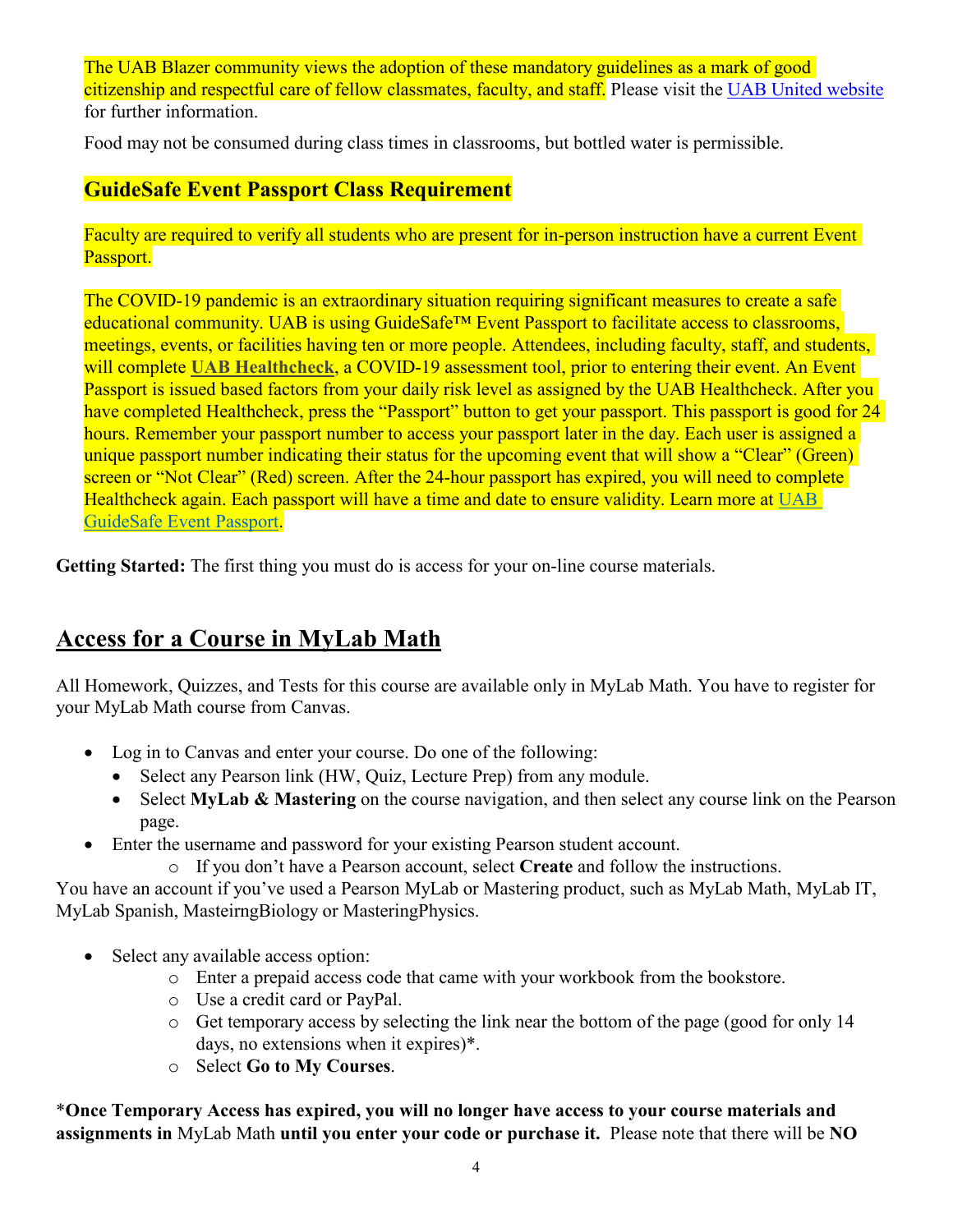The UAB Blazer community views the adoption of these mandatory guidelines as a mark of good citizenship and respectful care of fellow classmates, faculty, and staff. Please visit the UAB United website for further information.

Food may not be consumed during class times in classrooms, but bottled water is permissible.

### GuideSafe Event Passport Class Requirement

Faculty are required to verify all students who are present for in-person instruction have a current Event Passport.

The COVID-19 pandemic is an extraordinary situation requiring significant measures to create a safe educational community. UAB is using GuideSafe™ Event Passport to facilitate access to classrooms, meetings, events, or facilities having ten or more people. Attendees, including faculty, staff, and students, will complete **UAB Healthcheck**, a COVID-19 assessment tool, prior to entering their event. An Event Passport is issued based factors from your daily risk level as assigned by the UAB Healthcheck. After you have completed Healthcheck, press the "Passport" button to get your passport. This passport is good for 24 hours. Remember your passport number to access your passport later in the day. Each user is assigned a unique passport number indicating their status for the upcoming event that will show a "Clear" (Green) screen or "Not Clear" (Red) screen. After the 24-hour passport has expired, you will need to complete Healthcheck again. Each passport will have a time and date to ensure validity. Learn more at UAB GuideSafe Event Passport.

**Getting Started:** The first thing you must do is access for your on-line course materials.

## Access for a Course in MyLab Math

All Homework, Quizzes, and Tests for this course are available only in MyLab Math. You have to register for your MyLab Math course from Canvas.

- Log in to Canvas and enter your course. Do one of the following:
  - Select any Pearson link (HW, Quiz, Lecture Prep) from any module.
  - Select **MyLab & Mastering** on the course navigation, and then select any course link on the Pearson page.
- Enter the username and password for your existing Pearson student account.
  - If you don't have a Pearson account, select **Create** and follow the instructions.

You have an account if you've used a Pearson MyLab or Mastering product, such as MyLab Math, MyLab IT, MyLab Spanish, MasteirngBiology or MasteringPhysics.

- Select any available access option:
  - Enter a prepaid access code that came with your workbook from the bookstore.
  - Use a credit card or PayPal.
  - Get temporary access by selecting the link near the bottom of the page (good for only 14 days, no extensions when it expires)*.
  - Select **Go to My Courses**.

*__Once Temporary Access has expired, you will no longer have access to your course materials and assignments in__ MyLab Math __until you enter your code or purchase it.__ Please note that there will be **NO**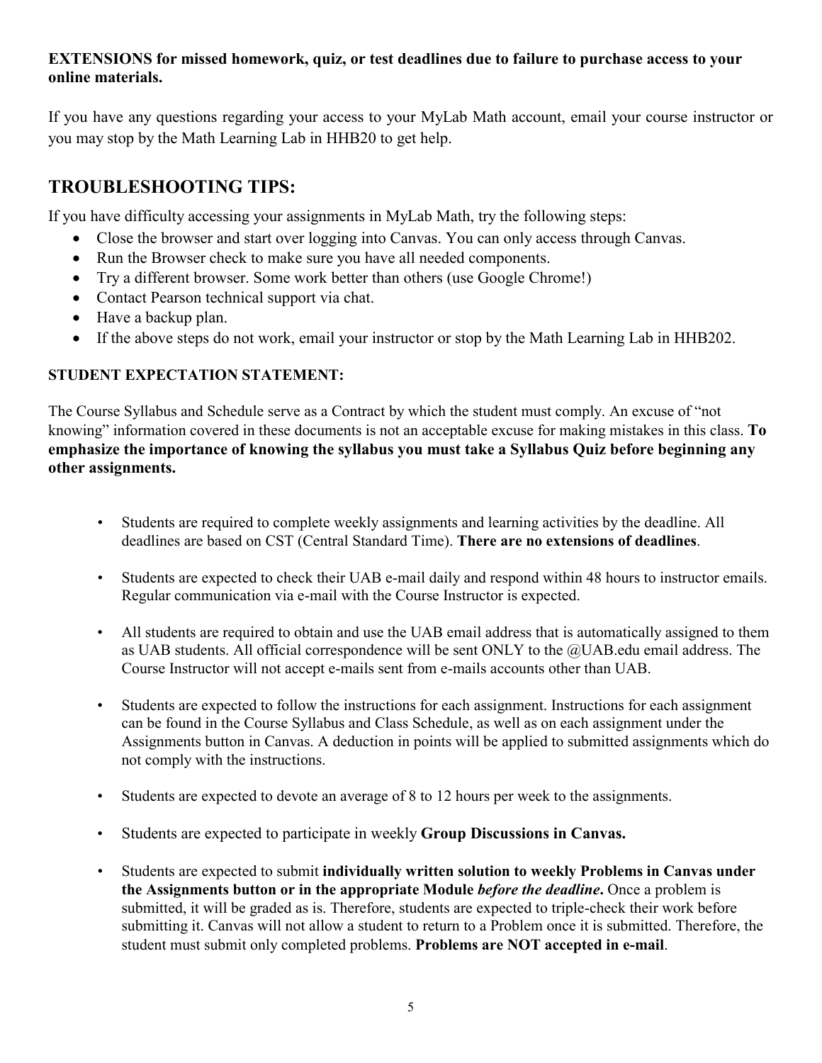**EXTENSIONS for missed homework, quiz, or test deadlines due to failure to purchase access to your online materials.**

If you have any questions regarding your access to your MyLab Math account, email your course instructor or you may stop by the Math Learning Lab in HHB20 to get help.

## TROUBLESHOOTING TIPS:

If you have difficulty accessing your assignments in MyLab Math, try the following steps:

- Close the browser and start over logging into Canvas. You can only access through Canvas.
- Run the Browser check to make sure you have all needed components.
- Try a different browser. Some work better than others (use Google Chrome!)
- Contact Pearson technical support via chat.
- Have a backup plan.
- If the above steps do not work, email your instructor or stop by the Math Learning Lab in HHB202.

**STUDENT EXPECTATION STATEMENT:**

The Course Syllabus and Schedule serve as a Contract by which the student must comply. An excuse of "not knowing" information covered in these documents is not an acceptable excuse for making mistakes in this class. **To emphasize the importance of knowing the syllabus you must take a Syllabus Quiz before beginning any other assignments.**

- Students are required to complete weekly assignments and learning activities by the deadline. All deadlines are based on CST (Central Standard Time). **There are no extensions of deadlines**.
- Students are expected to check their UAB e-mail daily and respond within 48 hours to instructor emails. Regular communication via e-mail with the Course Instructor is expected.
- All students are required to obtain and use the UAB email address that is automatically assigned to them as UAB students. All official correspondence will be sent ONLY to the @UAB.edu email address. The Course Instructor will not accept e-mails sent from e-mails accounts other than UAB.
- Students are expected to follow the instructions for each assignment. Instructions for each assignment can be found in the Course Syllabus and Class Schedule, as well as on each assignment under the Assignments button in Canvas. A deduction in points will be applied to submitted assignments which do not comply with the instructions.
- Students are expected to devote an average of 8 to 12 hours per week to the assignments.
- Students are expected to participate in weekly **Group Discussions in Canvas.**
- Students are expected to submit **individually written solution to weekly Problems in Canvas under the Assignments button or in the appropriate Module *before the deadline*.** Once a problem is submitted, it will be graded as is. Therefore, students are expected to triple-check their work before submitting it. Canvas will not allow a student to return to a Problem once it is submitted. Therefore, the student must submit only completed problems. **Problems are NOT accepted in e-mail**.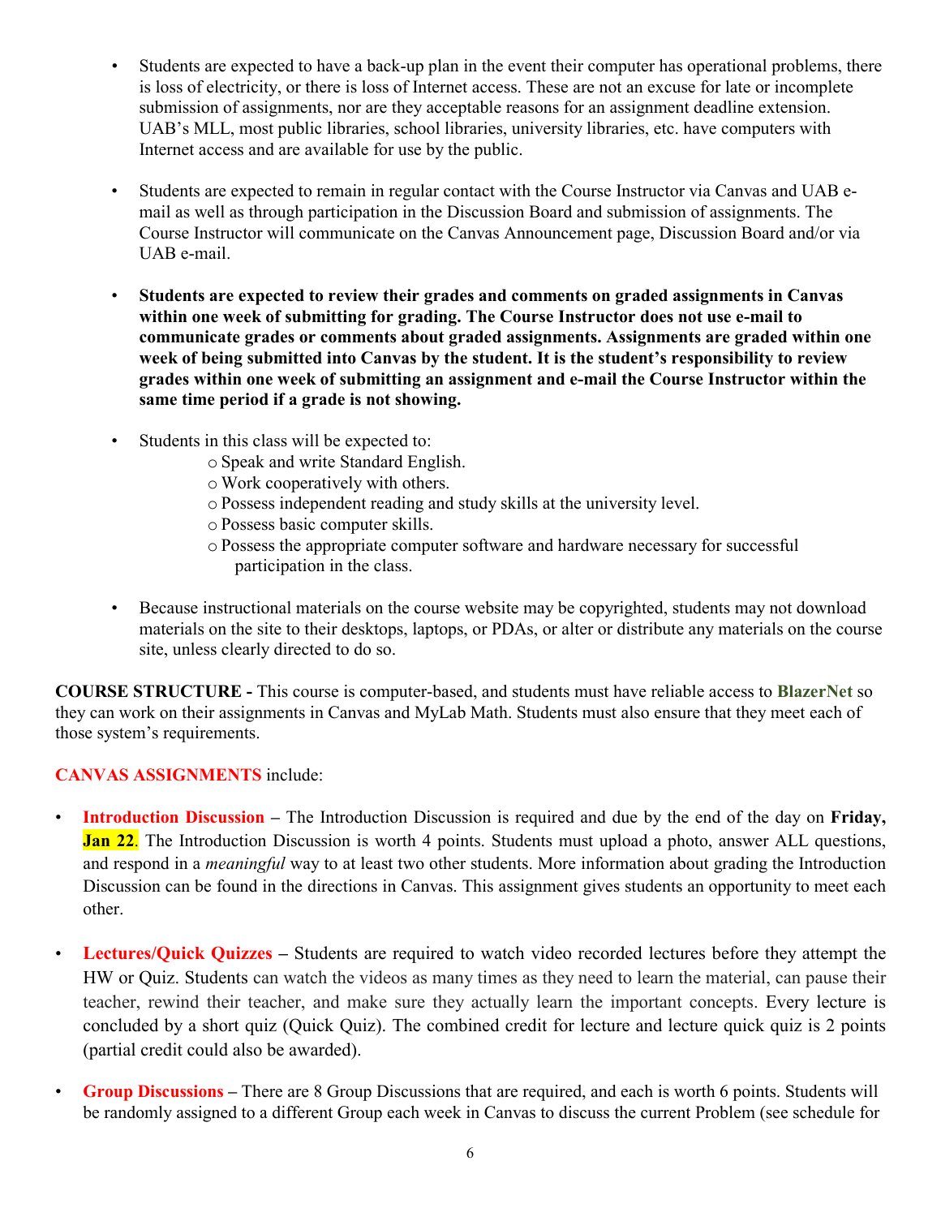- Students are expected to have a back-up plan in the event their computer has operational problems, there is loss of electricity, or there is loss of Internet access. These are not an excuse for late or incomplete submission of assignments, nor are they acceptable reasons for an assignment deadline extension. UAB's MLL, most public libraries, school libraries, university libraries, etc. have computers with Internet access and are available for use by the public.

- Students are expected to remain in regular contact with the Course Instructor via Canvas and UAB e-mail as well as through participation in the Discussion Board and submission of assignments. The Course Instructor will communicate on the Canvas Announcement page, Discussion Board and/or via UAB e-mail.

- **Students are expected to review their grades and comments on graded assignments in Canvas within one week of submitting for grading. The Course Instructor does not use e-mail to communicate grades or comments about graded assignments. Assignments are graded within one week of being submitted into Canvas by the student. It is the student's responsibility to review grades within one week of submitting an assignment and e-mail the Course Instructor within the same time period if a grade is not showing.**

- Students in this class will be expected to:
  - Speak and write Standard English.
  - Work cooperatively with others.
  - Possess independent reading and study skills at the university level.
  - Possess basic computer skills.
  - Possess the appropriate computer software and hardware necessary for successful participation in the class.

- Because instructional materials on the course website may be copyrighted, students may not download materials on the site to their desktops, laptops, or PDAs, or alter or distribute any materials on the course site, unless clearly directed to do so.

**COURSE STRUCTURE -** This course is computer-based, and students must have reliable access to **BlazerNet** so they can work on their assignments in Canvas and MyLab Math. Students must also ensure that they meet each of those system's requirements.

**CANVAS ASSIGNMENTS** include:

- **Introduction Discussion** – The Introduction Discussion is required and due by the end of the day on **Friday, Jan 22**. The Introduction Discussion is worth 4 points. Students must upload a photo, answer ALL questions, and respond in a *meaningful* way to at least two other students. More information about grading the Introduction Discussion can be found in the directions in Canvas. This assignment gives students an opportunity to meet each other.

- **Lectures/Quick Quizzes** – Students are required to watch video recorded lectures before they attempt the HW or Quiz. Students can watch the videos as many times as they need to learn the material, can pause their teacher, rewind their teacher, and make sure they actually learn the important concepts. Every lecture is concluded by a short quiz (Quick Quiz). The combined credit for lecture and lecture quick quiz is 2 points (partial credit could also be awarded).

- **Group Discussions** – There are 8 Group Discussions that are required, and each is worth 6 points. Students will be randomly assigned to a different Group each week in Canvas to discuss the current Problem (see schedule for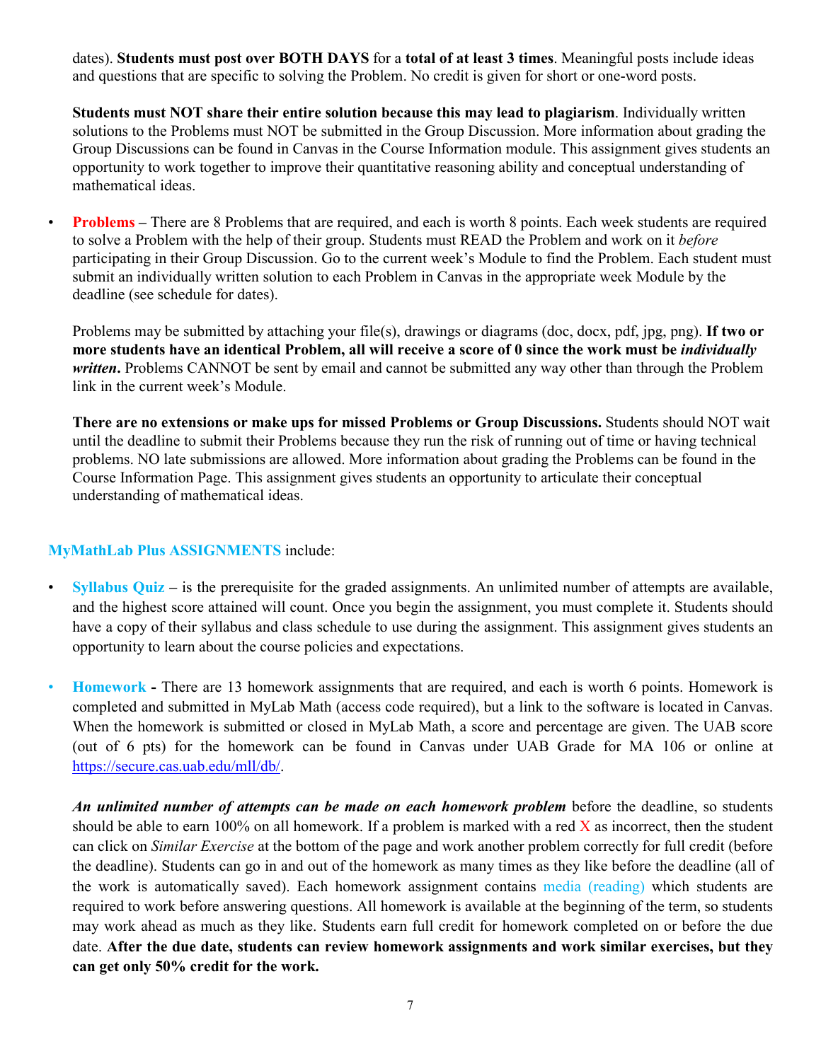dates). **Students must post over BOTH DAYS** for a **total of at least 3 times**. Meaningful posts include ideas and questions that are specific to solving the Problem. No credit is given for short or one-word posts.

**Students must NOT share their entire solution because this may lead to plagiarism**. Individually written solutions to the Problems must NOT be submitted in the Group Discussion. More information about grading the Group Discussions can be found in Canvas in the Course Information module. This assignment gives students an opportunity to work together to improve their quantitative reasoning ability and conceptual understanding of mathematical ideas.

- **Problems** – There are 8 Problems that are required, and each is worth 8 points. Each week students are required to solve a Problem with the help of their group. Students must READ the Problem and work on it *before* participating in their Group Discussion. Go to the current week's Module to find the Problem. Each student must submit an individually written solution to each Problem in Canvas in the appropriate week Module by the deadline (see schedule for dates).

  Problems may be submitted by attaching your file(s), drawings or diagrams (doc, docx, pdf, jpg, png). **If two or more students have an identical Problem, all will receive a score of 0 since the work must be *individually written*.** Problems CANNOT be sent by email and cannot be submitted any way other than through the Problem link in the current week's Module.

  **There are no extensions or make ups for missed Problems or Group Discussions.** Students should NOT wait until the deadline to submit their Problems because they run the risk of running out of time or having technical problems. NO late submissions are allowed. More information about grading the Problems can be found in the Course Information Page. This assignment gives students an opportunity to articulate their conceptual understanding of mathematical ideas.

**MyMathLab Plus ASSIGNMENTS** include:

- **Syllabus Quiz** – is the prerequisite for the graded assignments. An unlimited number of attempts are available, and the highest score attained will count. Once you begin the assignment, you must complete it. Students should have a copy of their syllabus and class schedule to use during the assignment. This assignment gives students an opportunity to learn about the course policies and expectations.

- **Homework -** There are 13 homework assignments that are required, and each is worth 6 points. Homework is completed and submitted in MyLab Math (access code required), but a link to the software is located in Canvas. When the homework is submitted or closed in MyLab Math, a score and percentage are given. The UAB score (out of 6 pts) for the homework can be found in Canvas under UAB Grade for MA 106 or online at https://secure.cas.uab.edu/mll/db/.

  ***An unlimited number of attempts can be made on each homework problem*** before the deadline, so students should be able to earn 100% on all homework. If a problem is marked with a red X as incorrect, then the student can click on *Similar Exercise* at the bottom of the page and work another problem correctly for full credit (before the deadline). Students can go in and out of the homework as many times as they like before the deadline (all of the work is automatically saved). Each homework assignment contains media (reading) which students are required to work before answering questions. All homework is available at the beginning of the term, so students may work ahead as much as they like. Students earn full credit for homework completed on or before the due date. **After the due date, students can review homework assignments and work similar exercises, but they can get only 50% credit for the work.**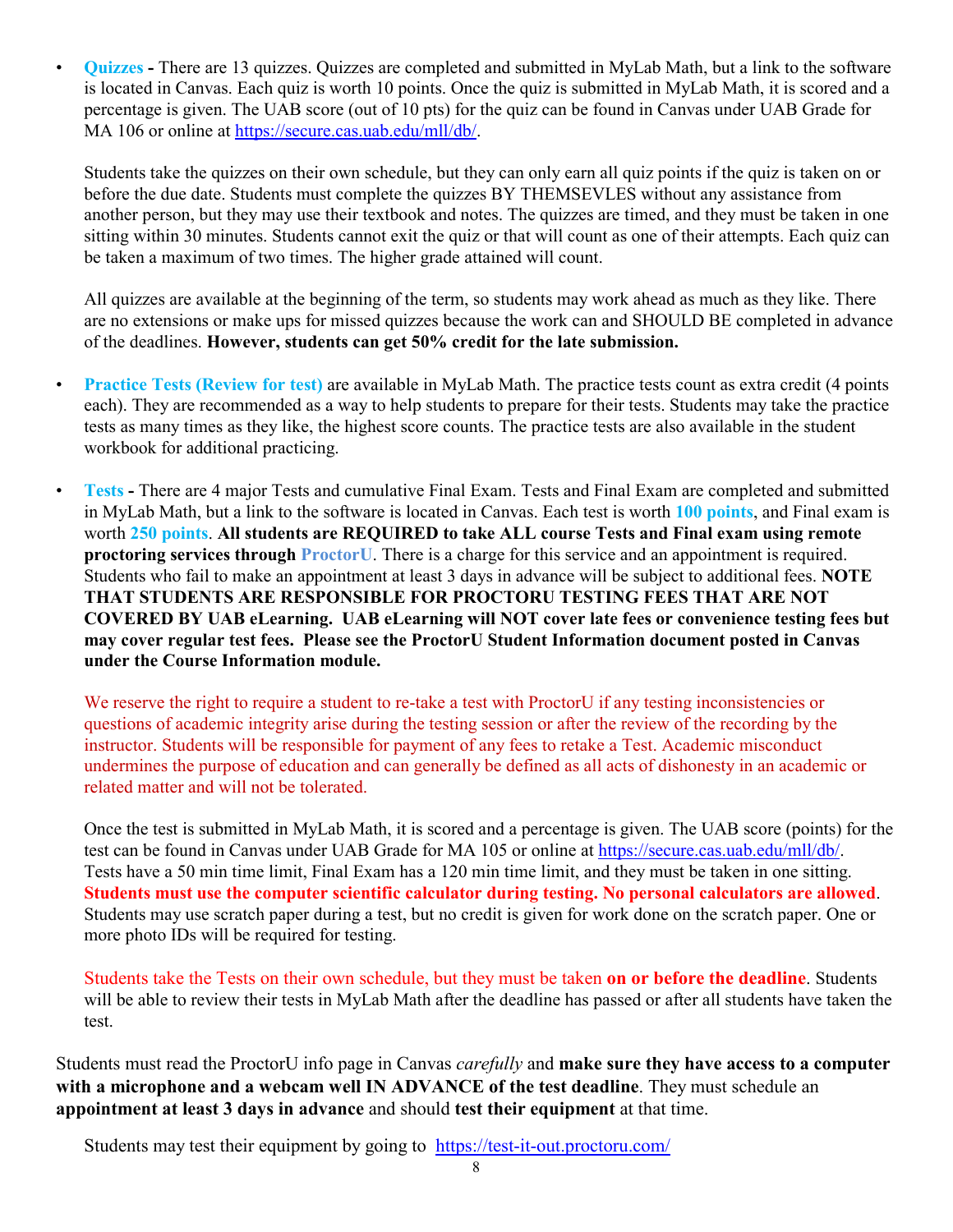- **Quizzes -** There are 13 quizzes. Quizzes are completed and submitted in MyLab Math, but a link to the software is located in Canvas. Each quiz is worth 10 points. Once the quiz is submitted in MyLab Math, it is scored and a percentage is given. The UAB score (out of 10 pts) for the quiz can be found in Canvas under UAB Grade for MA 106 or online at https://secure.cas.uab.edu/mll/db/.

  Students take the quizzes on their own schedule, but they can only earn all quiz points if the quiz is taken on or before the due date. Students must complete the quizzes BY THEMSEVLES without any assistance from another person, but they may use their textbook and notes. The quizzes are timed, and they must be taken in one sitting within 30 minutes. Students cannot exit the quiz or that will count as one of their attempts. Each quiz can be taken a maximum of two times. The higher grade attained will count.

  All quizzes are available at the beginning of the term, so students may work ahead as much as they like. There are no extensions or make ups for missed quizzes because the work can and SHOULD BE completed in advance of the deadlines. **However, students can get 50% credit for the late submission.**

- **Practice Tests (Review for test)** are available in MyLab Math. The practice tests count as extra credit (4 points each). They are recommended as a way to help students to prepare for their tests. Students may take the practice tests as many times as they like, the highest score counts. The practice tests are also available in the student workbook for additional practicing.

- **Tests -** There are 4 major Tests and cumulative Final Exam. Tests and Final Exam are completed and submitted in MyLab Math, but a link to the software is located in Canvas. Each test is worth **100 points**, and Final exam is worth **250 points**. **All students are REQUIRED to take ALL course Tests and Final exam using remote proctoring services through ProctorU**. There is a charge for this service and an appointment is required. Students who fail to make an appointment at least 3 days in advance will be subject to additional fees. **NOTE THAT STUDENTS ARE RESPONSIBLE FOR PROCTORU TESTING FEES THAT ARE NOT COVERED BY UAB eLearning. UAB eLearning will NOT cover late fees or convenience testing fees but may cover regular test fees. Please see the ProctorU Student Information document posted in Canvas under the Course Information module.**

  We reserve the right to require a student to re-take a test with ProctorU if any testing inconsistencies or questions of academic integrity arise during the testing session or after the review of the recording by the instructor. Students will be responsible for payment of any fees to retake a Test. Academic misconduct undermines the purpose of education and can generally be defined as all acts of dishonesty in an academic or related matter and will not be tolerated.

  Once the test is submitted in MyLab Math, it is scored and a percentage is given. The UAB score (points) for the test can be found in Canvas under UAB Grade for MA 105 or online at https://secure.cas.uab.edu/mll/db/. Tests have a 50 min time limit, Final Exam has a 120 min time limit, and they must be taken in one sitting. **Students must use the computer scientific calculator during testing. No personal calculators are allowed**. Students may use scratch paper during a test, but no credit is given for work done on the scratch paper. One or more photo IDs will be required for testing.

  Students take the Tests on their own schedule, but they must be taken **on or before the deadline**. Students will be able to review their tests in MyLab Math after the deadline has passed or after all students have taken the test.

Students must read the ProctorU info page in Canvas *carefully* and **make sure they have access to a computer with a microphone and a webcam well IN ADVANCE of the test deadline**. They must schedule an **appointment at least 3 days in advance** and should **test their equipment** at that time.

Students may test their equipment by going to https://test-it-out.proctoru.com/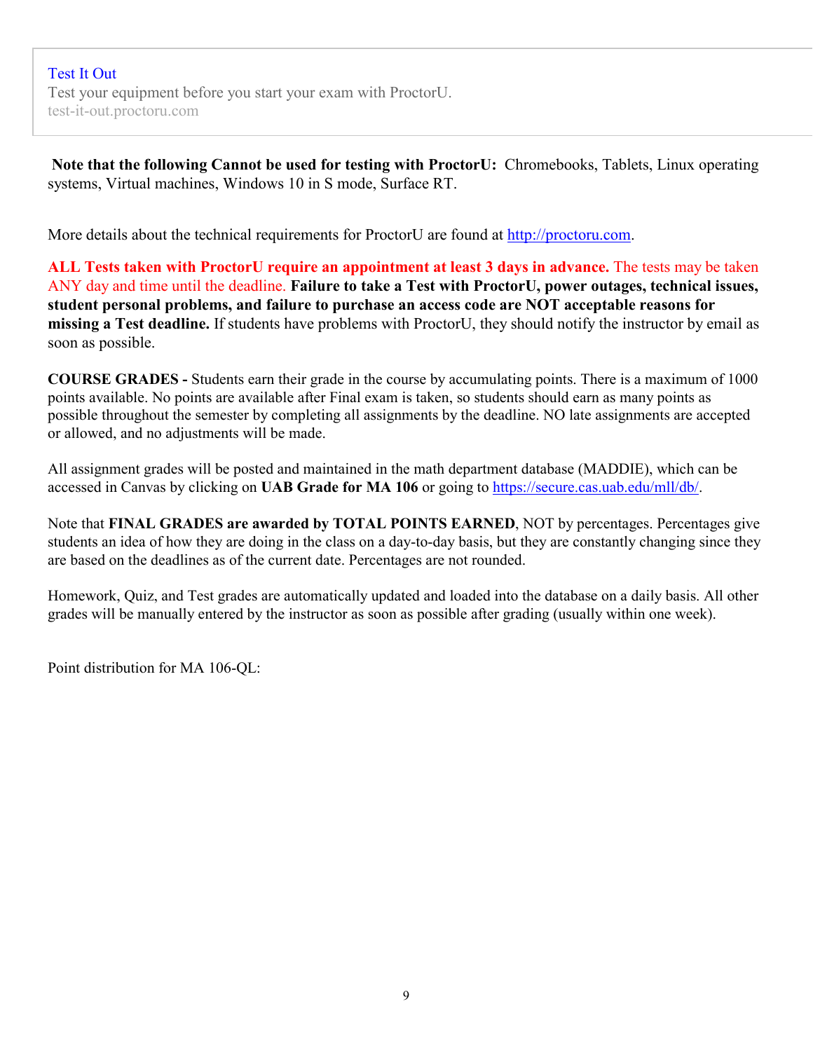Test It Out
Test your equipment before you start your exam with ProctorU.
test-it-out.proctoru.com

**Note that the following Cannot be used for testing with ProctorU:** Chromebooks, Tablets, Linux operating systems, Virtual machines, Windows 10 in S mode, Surface RT.

More details about the technical requirements for ProctorU are found at http://proctoru.com.

**ALL Tests taken with ProctorU require an appointment at least 3 days in advance.** The tests may be taken ANY day and time until the deadline. **Failure to take a Test with ProctorU, power outages, technical issues, student personal problems, and failure to purchase an access code are NOT acceptable reasons for missing a Test deadline.** If students have problems with ProctorU, they should notify the instructor by email as soon as possible.

**COURSE GRADES -** Students earn their grade in the course by accumulating points. There is a maximum of 1000 points available. No points are available after Final exam is taken, so students should earn as many points as possible throughout the semester by completing all assignments by the deadline. NO late assignments are accepted or allowed, and no adjustments will be made.

All assignment grades will be posted and maintained in the math department database (MADDIE), which can be accessed in Canvas by clicking on **UAB Grade for MA 106** or going to https://secure.cas.uab.edu/mll/db/.

Note that **FINAL GRADES are awarded by TOTAL POINTS EARNED**, NOT by percentages. Percentages give students an idea of how they are doing in the class on a day-to-day basis, but they are constantly changing since they are based on the deadlines as of the current date. Percentages are not rounded.

Homework, Quiz, and Test grades are automatically updated and loaded into the database on a daily basis. All other grades will be manually entered by the instructor as soon as possible after grading (usually within one week).

Point distribution for MA 106-QL: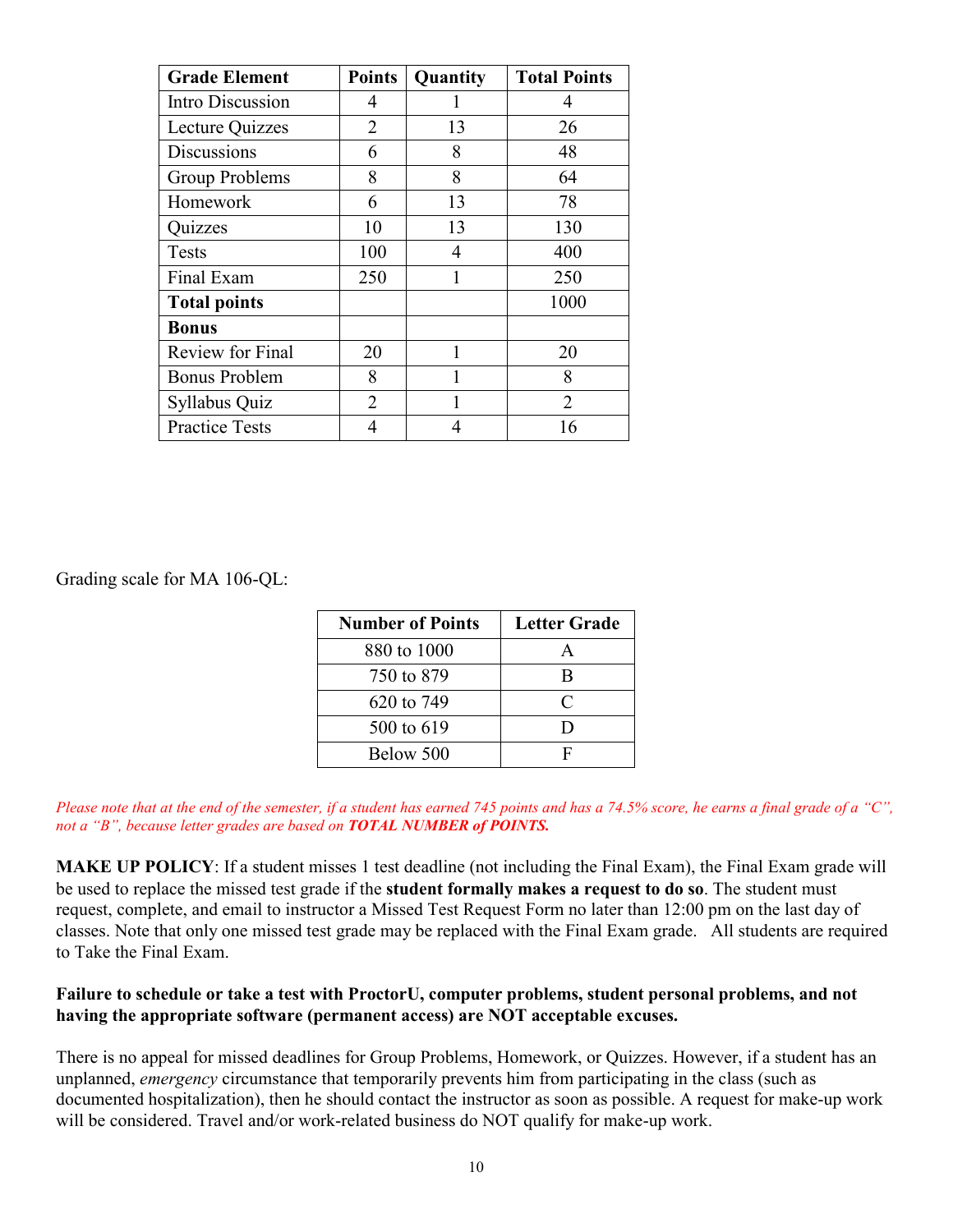| **Grade Element** | **Points** | **Quantity** | **Total Points** |
|---|---|---|---|
| Intro Discussion | 4 | 1 | 4 |
| Lecture Quizzes | 2 | 13 | 26 |
| Discussions | 6 | 8 | 48 |
| Group Problems | 8 | 8 | 64 |
| Homework | 6 | 13 | 78 |
| Quizzes | 10 | 13 | 130 |
| Tests | 100 | 4 | 400 |
| Final Exam | 250 | 1 | 250 |
| **Total points** | | | 1000 |
| **Bonus** | | | |
| Review for Final | 20 | 1 | 20 |
| Bonus Problem | 8 | 1 | 8 |
| Syllabus Quiz | 2 | 1 | 2 |
| Practice Tests | 4 | 4 | 16 |

Grading scale for MA 106-QL:

| **Number of Points** | **Letter Grade** |
|---|---|
| 880 to 1000 | A |
| 750 to 879 | B |
| 620 to 749 | C |
| 500 to 619 | D |
| Below 500 | F |

*Please note that at the end of the semester, if a student has earned 745 points and has a 74.5% score, he earns a final grade of a "C", not a "B", because letter grades are based on **TOTAL NUMBER of POINTS.***

**MAKE UP POLICY**: If a student misses 1 test deadline (not including the Final Exam), the Final Exam grade will be used to replace the missed test grade if the **student formally makes a request to do so**. The student must request, complete, and email to instructor a Missed Test Request Form no later than 12:00 pm on the last day of classes. Note that only one missed test grade may be replaced with the Final Exam grade. All students are required to Take the Final Exam.

**Failure to schedule or take a test with ProctorU, computer problems, student personal problems, and not having the appropriate software (permanent access) are NOT acceptable excuses.**

There is no appeal for missed deadlines for Group Problems, Homework, or Quizzes. However, if a student has an unplanned, *emergency* circumstance that temporarily prevents him from participating in the class (such as documented hospitalization), then he should contact the instructor as soon as possible. A request for make-up work will be considered. Travel and/or work-related business do NOT qualify for make-up work.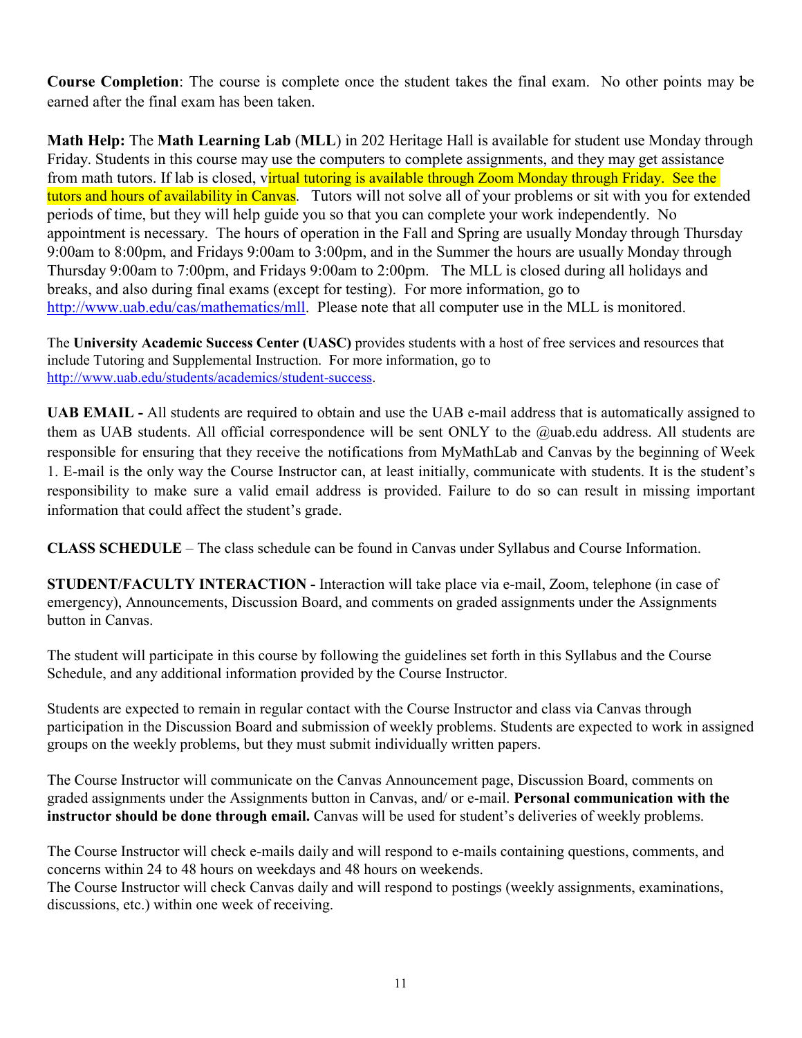**Course Completion**: The course is complete once the student takes the final exam. No other points may be earned after the final exam has been taken.

**Math Help:** The **Math Learning Lab** (**MLL**) in 202 Heritage Hall is available for student use Monday through Friday. Students in this course may use the computers to complete assignments, and they may get assistance from math tutors. If lab is closed, virtual tutoring is available through Zoom Monday through Friday. See the tutors and hours of availability in Canvas. Tutors will not solve all of your problems or sit with you for extended periods of time, but they will help guide you so that you can complete your work independently. No appointment is necessary. The hours of operation in the Fall and Spring are usually Monday through Thursday 9:00am to 8:00pm, and Fridays 9:00am to 3:00pm, and in the Summer the hours are usually Monday through Thursday 9:00am to 7:00pm, and Fridays 9:00am to 2:00pm. The MLL is closed during all holidays and breaks, and also during final exams (except for testing). For more information, go to http://www.uab.edu/cas/mathematics/mll. Please note that all computer use in the MLL is monitored.

The **University Academic Success Center (UASC)** provides students with a host of free services and resources that include Tutoring and Supplemental Instruction. For more information, go to http://www.uab.edu/students/academics/student-success.

**UAB EMAIL -** All students are required to obtain and use the UAB e-mail address that is automatically assigned to them as UAB students. All official correspondence will be sent ONLY to the @uab.edu address. All students are responsible for ensuring that they receive the notifications from MyMathLab and Canvas by the beginning of Week 1. E-mail is the only way the Course Instructor can, at least initially, communicate with students. It is the student's responsibility to make sure a valid email address is provided. Failure to do so can result in missing important information that could affect the student's grade.

**CLASS SCHEDULE** – The class schedule can be found in Canvas under Syllabus and Course Information.

**STUDENT/FACULTY INTERACTION -** Interaction will take place via e-mail, Zoom, telephone (in case of emergency), Announcements, Discussion Board, and comments on graded assignments under the Assignments button in Canvas.

The student will participate in this course by following the guidelines set forth in this Syllabus and the Course Schedule, and any additional information provided by the Course Instructor.

Students are expected to remain in regular contact with the Course Instructor and class via Canvas through participation in the Discussion Board and submission of weekly problems. Students are expected to work in assigned groups on the weekly problems, but they must submit individually written papers.

The Course Instructor will communicate on the Canvas Announcement page, Discussion Board, comments on graded assignments under the Assignments button in Canvas, and/ or e-mail. **Personal communication with the instructor should be done through email.** Canvas will be used for student's deliveries of weekly problems.

The Course Instructor will check e-mails daily and will respond to e-mails containing questions, comments, and concerns within 24 to 48 hours on weekdays and 48 hours on weekends.
The Course Instructor will check Canvas daily and will respond to postings (weekly assignments, examinations, discussions, etc.) within one week of receiving.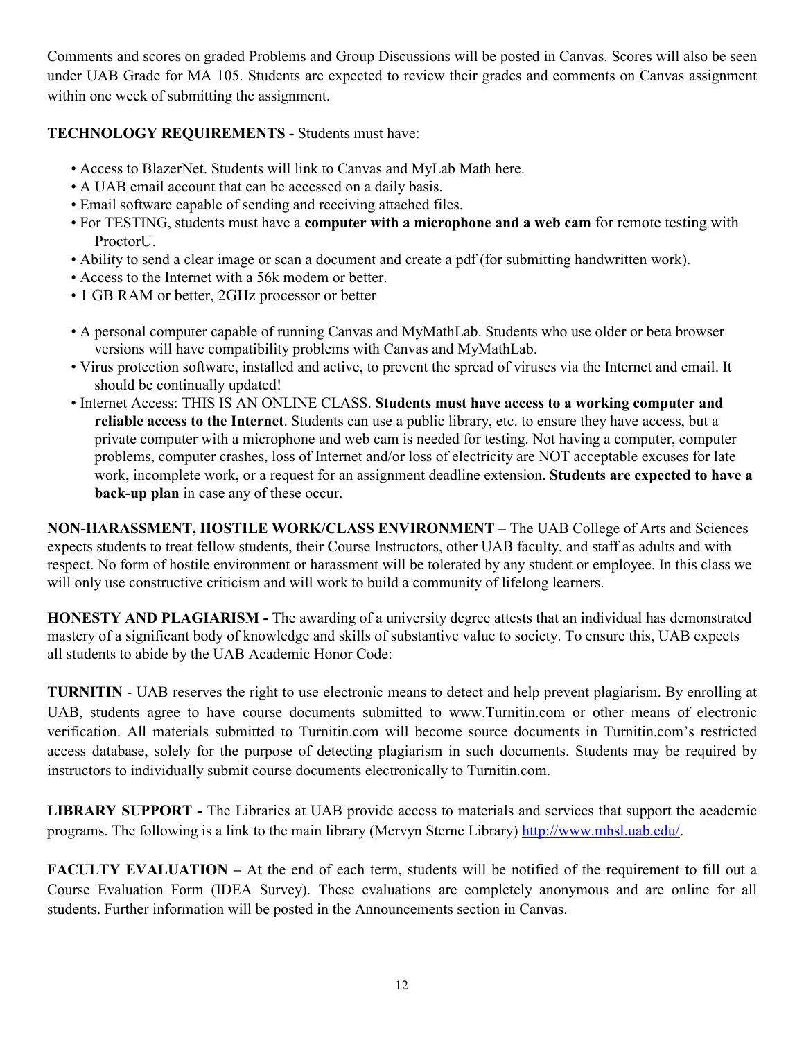Comments and scores on graded Problems and Group Discussions will be posted in Canvas. Scores will also be seen under UAB Grade for MA 105. Students are expected to review their grades and comments on Canvas assignment within one week of submitting the assignment.

**TECHNOLOGY REQUIREMENTS -** Students must have:

- Access to BlazerNet. Students will link to Canvas and MyLab Math here.
- A UAB email account that can be accessed on a daily basis.
- Email software capable of sending and receiving attached files.
- For TESTING, students must have a **computer with a microphone and a web cam** for remote testing with ProctorU.
- Ability to send a clear image or scan a document and create a pdf (for submitting handwritten work).
- Access to the Internet with a 56k modem or better.
- 1 GB RAM or better, 2GHz processor or better

- A personal computer capable of running Canvas and MyMathLab. Students who use older or beta browser versions will have compatibility problems with Canvas and MyMathLab.
- Virus protection software, installed and active, to prevent the spread of viruses via the Internet and email. It should be continually updated!
- Internet Access: THIS IS AN ONLINE CLASS. **Students must have access to a working computer and reliable access to the Internet**. Students can use a public library, etc. to ensure they have access, but a private computer with a microphone and web cam is needed for testing. Not having a computer, computer problems, computer crashes, loss of Internet and/or loss of electricity are NOT acceptable excuses for late work, incomplete work, or a request for an assignment deadline extension. **Students are expected to have a back-up plan** in case any of these occur.

**NON-HARASSMENT, HOSTILE WORK/CLASS ENVIRONMENT –** The UAB College of Arts and Sciences expects students to treat fellow students, their Course Instructors, other UAB faculty, and staff as adults and with respect. No form of hostile environment or harassment will be tolerated by any student or employee. In this class we will only use constructive criticism and will work to build a community of lifelong learners.

**HONESTY AND PLAGIARISM -** The awarding of a university degree attests that an individual has demonstrated mastery of a significant body of knowledge and skills of substantive value to society. To ensure this, UAB expects all students to abide by the UAB Academic Honor Code:

**TURNITIN** - UAB reserves the right to use electronic means to detect and help prevent plagiarism. By enrolling at UAB, students agree to have course documents submitted to www.Turnitin.com or other means of electronic verification. All materials submitted to Turnitin.com will become source documents in Turnitin.com's restricted access database, solely for the purpose of detecting plagiarism in such documents. Students may be required by instructors to individually submit course documents electronically to Turnitin.com.

**LIBRARY SUPPORT -** The Libraries at UAB provide access to materials and services that support the academic programs. The following is a link to the main library (Mervyn Sterne Library) [http://www.mhsl.uab.edu/](http://www.mhsl.uab.edu/).

**FACULTY EVALUATION –** At the end of each term, students will be notified of the requirement to fill out a Course Evaluation Form (IDEA Survey). These evaluations are completely anonymous and are online for all students. Further information will be posted in the Announcements section in Canvas.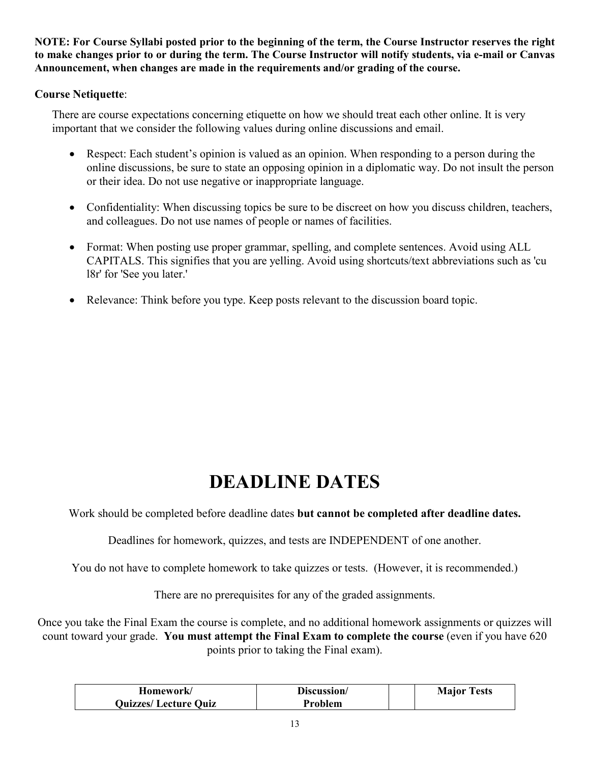**NOTE: For Course Syllabi posted prior to the beginning of the term, the Course Instructor reserves the right to make changes prior to or during the term. The Course Instructor will notify students, via e-mail or Canvas Announcement, when changes are made in the requirements and/or grading of the course.**

**Course Netiquette**:

There are course expectations concerning etiquette on how we should treat each other online. It is very important that we consider the following values during online discussions and email.

- Respect: Each student's opinion is valued as an opinion. When responding to a person during the online discussions, be sure to state an opposing opinion in a diplomatic way. Do not insult the person or their idea. Do not use negative or inappropriate language.

- Confidentiality: When discussing topics be sure to be discreet on how you discuss children, teachers, and colleagues. Do not use names of people or names of facilities.

- Format: When posting use proper grammar, spelling, and complete sentences. Avoid using ALL CAPITALS. This signifies that you are yelling. Avoid using shortcuts/text abbreviations such as 'cu l8r' for 'See you later.'

- Relevance: Think before you type. Keep posts relevant to the discussion board topic.

# DEADLINE DATES

Work should be completed before deadline dates **but cannot be completed after deadline dates.**

Deadlines for homework, quizzes, and tests are INDEPENDENT of one another.

You do not have to complete homework to take quizzes or tests. (However, it is recommended.)

There are no prerequisites for any of the graded assignments.

Once you take the Final Exam the course is complete, and no additional homework assignments or quizzes will count toward your grade. **You must attempt the Final Exam to complete the course** (even if you have 620 points prior to taking the Final exam).

| Homework/ Quizzes/ Lecture Quiz | Discussion/ Problem | | Major Tests |
|---|---|---|---|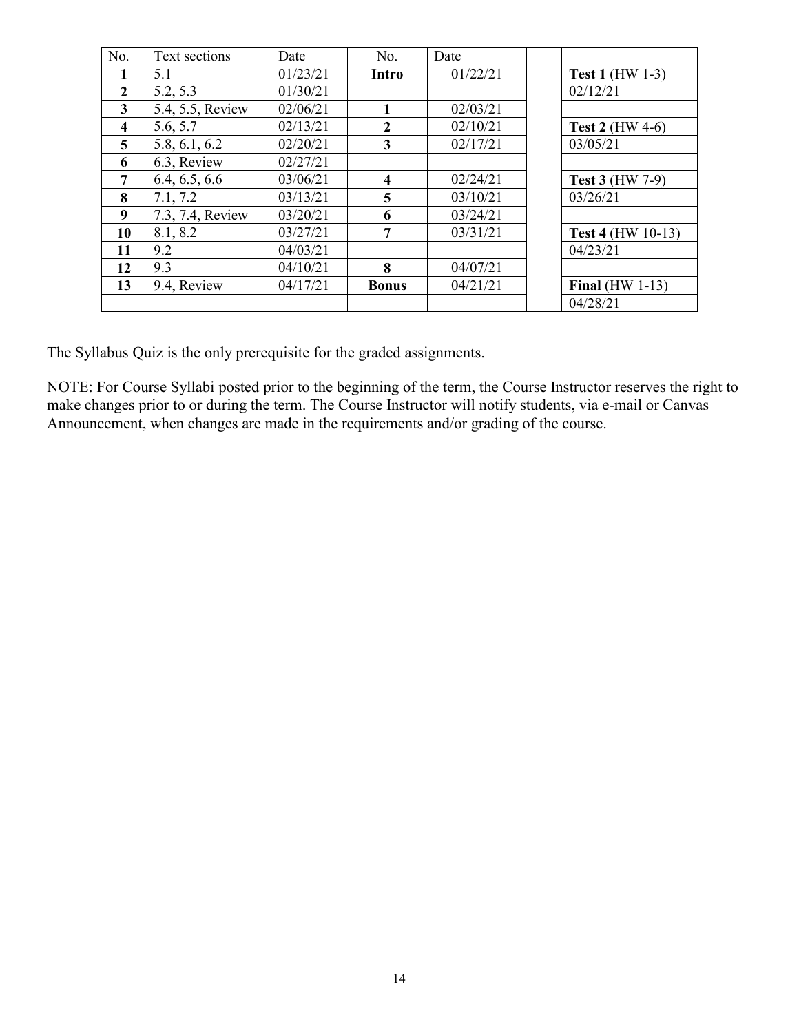| No. | Text sections | Date | No. | Date | | |
|---|---|---|---|---|---|---|
| **1** | 5.1 | 01/23/21 | **Intro** | 01/22/21 | | **Test 1** (HW 1-3) |
| **2** | 5.2, 5.3 | 01/30/21 | | | | 02/12/21 |
| **3** | 5.4, 5.5, Review | 02/06/21 | **1** | 02/03/21 | | |
| **4** | 5.6, 5.7 | 02/13/21 | **2** | 02/10/21 | | **Test 2** (HW 4-6) |
| **5** | 5.8, 6.1, 6.2 | 02/20/21 | **3** | 02/17/21 | | 03/05/21 |
| **6** | 6.3, Review | 02/27/21 | | | | |
| **7** | 6.4, 6.5, 6.6 | 03/06/21 | **4** | 02/24/21 | | **Test 3** (HW 7-9) |
| **8** | 7.1, 7.2 | 03/13/21 | **5** | 03/10/21 | | 03/26/21 |
| **9** | 7.3, 7.4, Review | 03/20/21 | **6** | 03/24/21 | | |
| **10** | 8.1, 8.2 | 03/27/21 | **7** | 03/31/21 | | **Test 4** (HW 10-13) |
| **11** | 9.2 | 04/03/21 | | | | 04/23/21 |
| **12** | 9.3 | 04/10/21 | **8** | 04/07/21 | | |
| **13** | 9.4, Review | 04/17/21 | **Bonus** | 04/21/21 | | **Final** (HW 1-13) |
| | | | | | | 04/28/21 |

The Syllabus Quiz is the only prerequisite for the graded assignments.

NOTE: For Course Syllabi posted prior to the beginning of the term, the Course Instructor reserves the right to make changes prior to or during the term. The Course Instructor will notify students, via e-mail or Canvas Announcement, when changes are made in the requirements and/or grading of the course.